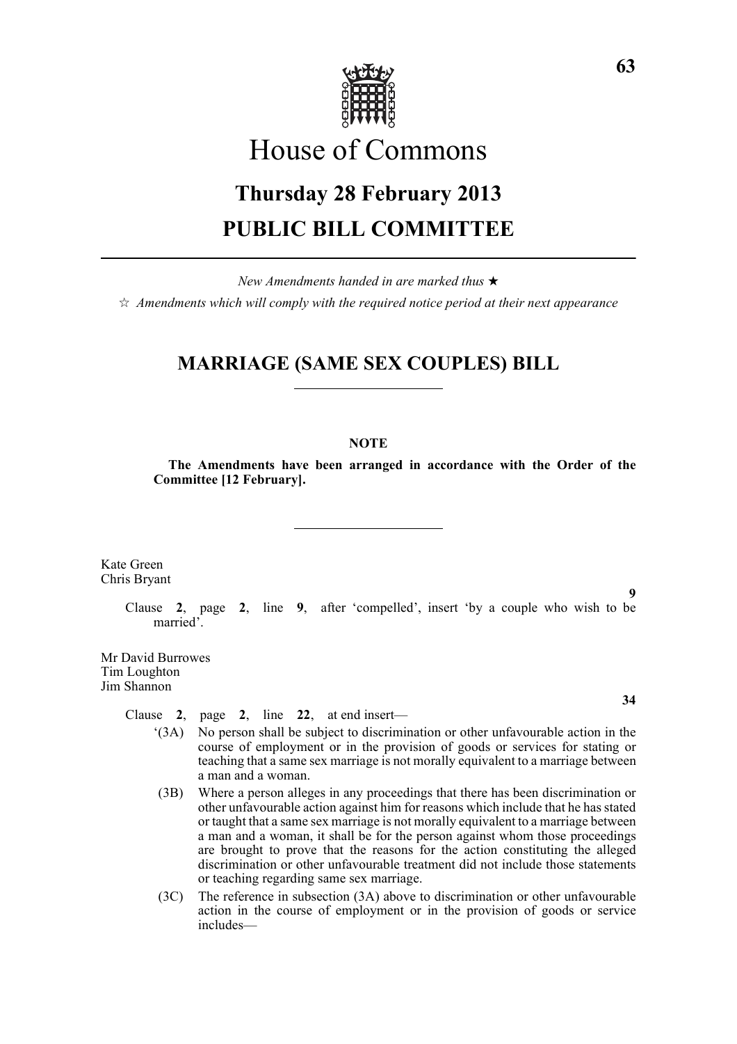# House of Commons

## Thursday 28 February 2013

## PUBLIC BILL COMMITTEE

*New Amendments handed in are marked thus ★*

☆ *Amendments which will comply with the required notice period at their next appearance*

## MARRIAGE (SAME SEX COUPLES) BILL

**NOTE**

**The Amendments have been arranged in accordance with the Order of the Committee [12 February].**

Kate Green
Chris Bryant

**9**

Clause **2**, page **2**, line **9**, after 'compelled', insert 'by a couple who wish to be married'.

Mr David Burrowes
Tim Loughton
Jim Shannon

**34**

Clause **2**, page **2**, line **22**, at end insert—

'(3A) No person shall be subject to discrimination or other unfavourable action in the course of employment or in the provision of goods or services for stating or teaching that a same sex marriage is not morally equivalent to a marriage between a man and a woman.

(3B) Where a person alleges in any proceedings that there has been discrimination or other unfavourable action against him for reasons which include that he has stated or taught that a same sex marriage is not morally equivalent to a marriage between a man and a woman, it shall be for the person against whom those proceedings are brought to prove that the reasons for the action constituting the alleged discrimination or other unfavourable treatment did not include those statements or teaching regarding same sex marriage.

(3C) The reference in subsection (3A) above to discrimination or other unfavourable action in the course of employment or in the provision of goods or service includes—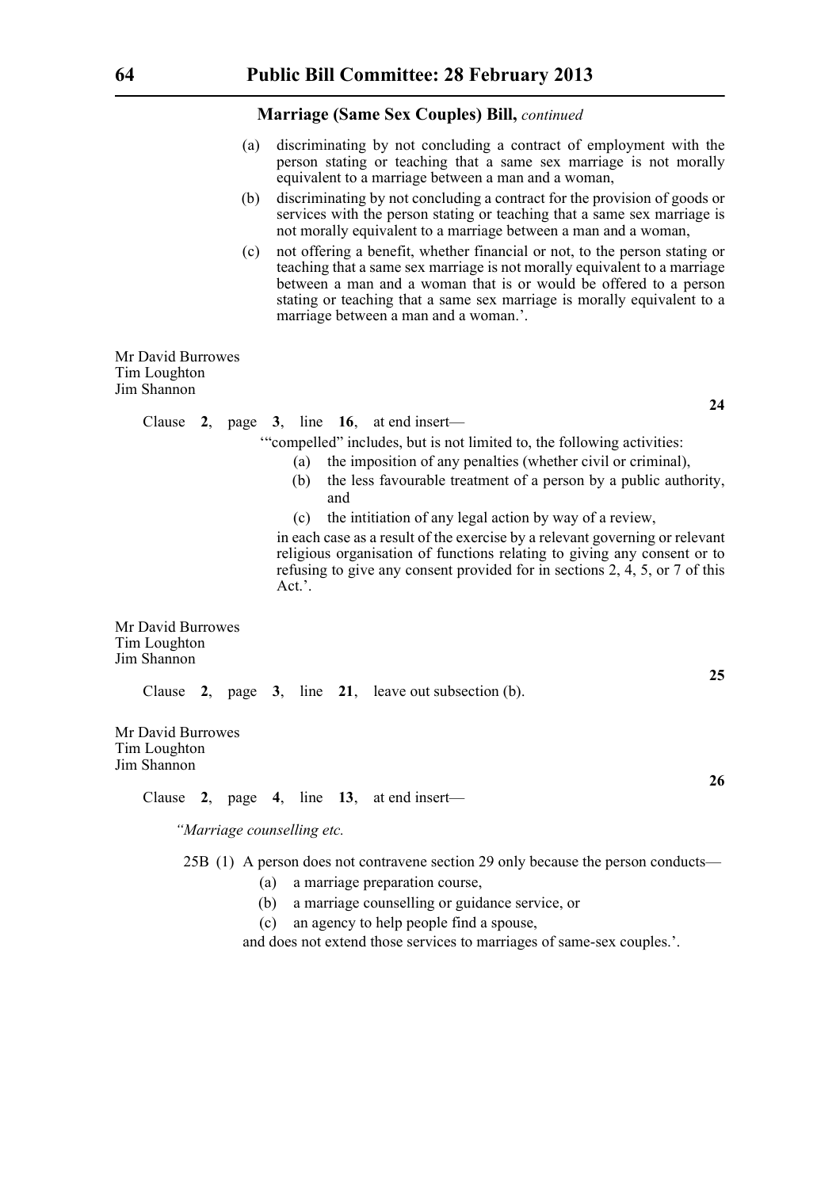**Marriage (Same Sex Couples) Bill,** *continued*

(a) discriminating by not concluding a contract of employment with the person stating or teaching that a same sex marriage is not morally equivalent to a marriage between a man and a woman,

(b) discriminating by not concluding a contract for the provision of goods or services with the person stating or teaching that a same sex marriage is not morally equivalent to a marriage between a man and a woman,

(c) not offering a benefit, whether financial or not, to the person stating or teaching that a same sex marriage is not morally equivalent to a marriage between a man and a woman that is or would be offered to a person stating or teaching that a same sex marriage is morally equivalent to a marriage between a man and a woman.'.

Mr David Burrowes
Tim Loughton
Jim Shannon

**24**

Clause **2**, page **3**, line **16**, at end insert—

'"compelled" includes, but is not limited to, the following activities:

(a) the imposition of any penalties (whether civil or criminal),

(b) the less favourable treatment of a person by a public authority, and

(c) the intitiation of any legal action by way of a review,

in each case as a result of the exercise by a relevant governing or relevant religious organisation of functions relating to giving any consent or to refusing to give any consent provided for in sections 2, 4, 5, or 7 of this Act.'.

Mr David Burrowes
Tim Loughton
Jim Shannon

**25**

Clause **2**, page **3**, line **21**, leave out subsection (b).

Mr David Burrowes
Tim Loughton
Jim Shannon

**26**

Clause **2**, page **4**, line **13**, at end insert—

*"Marriage counselling etc.*

25B (1) A person does not contravene section 29 only because the person conducts—

(a) a marriage preparation course,

(b) a marriage counselling or guidance service, or

(c) an agency to help people find a spouse,

and does not extend those services to marriages of same-sex couples.'.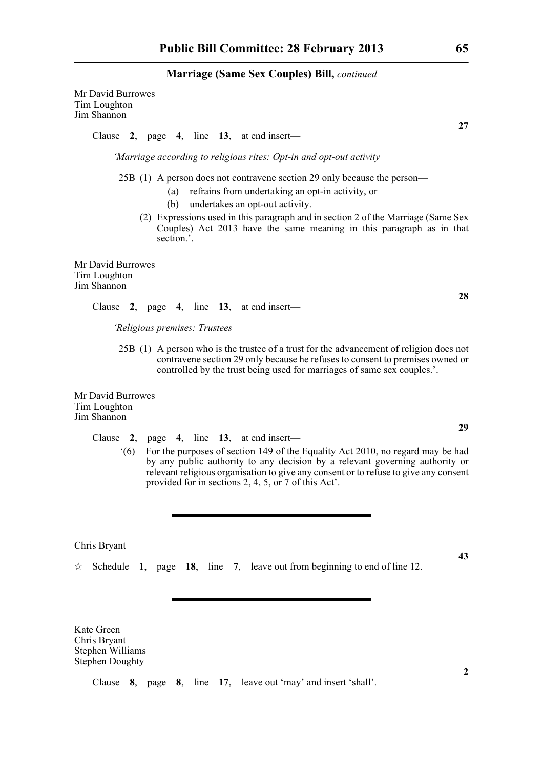**Marriage (Same Sex Couples) Bill,** *continued*

Mr David Burrowes
Tim Loughton
Jim Shannon

**27**

Clause **2**, page **4**, line **13**, at end insert—

*'Marriage according to religious rites: Opt-in and opt-out activity*

25B (1) A person does not contravene section 29 only because the person—

(a) refrains from undertaking an opt-in activity, or

(b) undertakes an opt-out activity.

(2) Expressions used in this paragraph and in section 2 of the Marriage (Same Sex Couples) Act 2013 have the same meaning in this paragraph as in that section.'.

Mr David Burrowes
Tim Loughton
Jim Shannon

**28**

Clause **2**, page **4**, line **13**, at end insert—

*'Religious premises: Trustees*

25B (1) A person who is the trustee of a trust for the advancement of religion does not contravene section 29 only because he refuses to consent to premises owned or controlled by the trust being used for marriages of same sex couples.'.

Mr David Burrowes
Tim Loughton
Jim Shannon

**29**

Clause **2**, page **4**, line **13**, at end insert—

'(6) For the purposes of section 149 of the Equality Act 2010, no regard may be had by any public authority to any decision by a relevant governing authority or relevant religious organisation to give any consent or to refuse to give any consent provided for in sections 2, 4, 5, or 7 of this Act'.

---

Chris Bryant

**43**

☆ Schedule **1**, page **18**, line **7**, leave out from beginning to end of line 12.

---

Kate Green
Chris Bryant
Stephen Williams
Stephen Doughty

**2**

Clause **8**, page **8**, line **17**, leave out 'may' and insert 'shall'.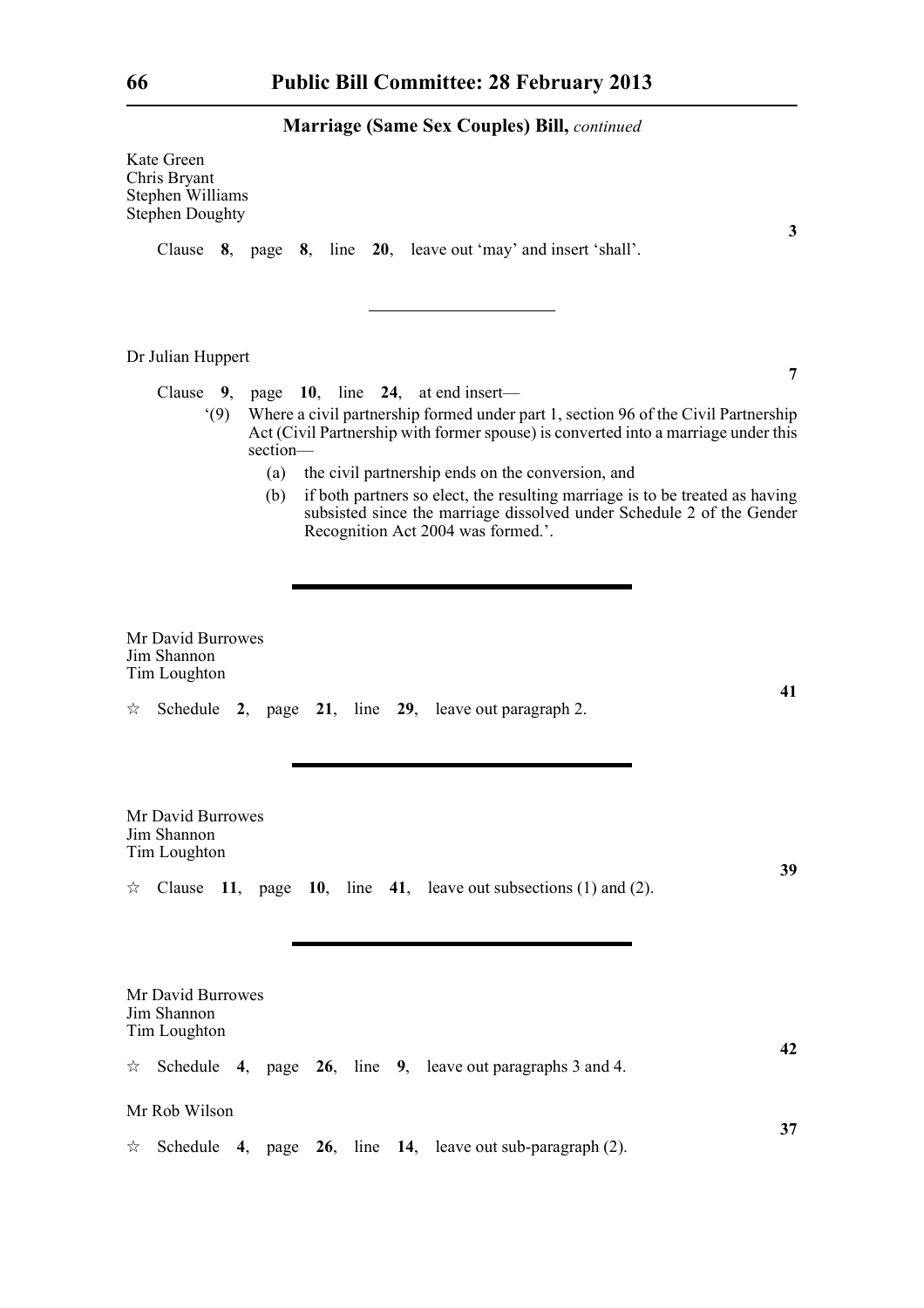Kate Green
Chris Bryant
Stephen Williams
Stephen Doughty

**3**

Clause **8**, page **8**, line **20**, leave out 'may' and insert 'shall'.

---

Dr Julian Huppert

**7**

Clause **9**, page **10**, line **24**, at end insert—

'(9) Where a civil partnership formed under part 1, section 96 of the Civil Partnership Act (Civil Partnership with former spouse) is converted into a marriage under this section—

(a) the civil partnership ends on the conversion, and

(b) if both partners so elect, the resulting marriage is to be treated as having subsisted since the marriage dissolved under Schedule 2 of the Gender Recognition Act 2004 was formed.'.

---

Mr David Burrowes
Jim Shannon
Tim Loughton

**41**

☆ Schedule **2**, page **21**, line **29**, leave out paragraph 2.

---

Mr David Burrowes
Jim Shannon
Tim Loughton

**39**

☆ Clause **11**, page **10**, line **41**, leave out subsections (1) and (2).

---

Mr David Burrowes
Jim Shannon
Tim Loughton

**42**

☆ Schedule **4**, page **26**, line **9**, leave out paragraphs 3 and 4.

Mr Rob Wilson

**37**

☆ Schedule **4**, page **26**, line **14**, leave out sub-paragraph (2).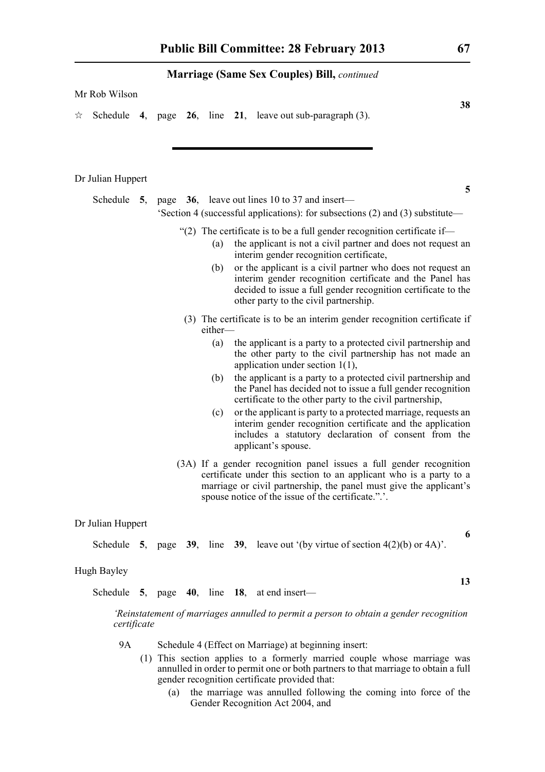Marriage (Same Sex Couples) Bill, *continued*

Mr Rob Wilson

**38**

☆ Schedule **4**, page **26**, line **21**, leave out sub-paragraph (3).

---

Dr Julian Huppert

**5**

Schedule **5**, page **36**, leave out lines 10 to 37 and insert—

'Section 4 (successful applications): for subsections (2) and (3) substitute—

"(2) The certificate is to be a full gender recognition certificate if—

(a) the applicant is not a civil partner and does not request an interim gender recognition certificate,

(b) or the applicant is a civil partner who does not request an interim gender recognition certificate and the Panel has decided to issue a full gender recognition certificate to the other party to the civil partnership.

(3) The certificate is to be an interim gender recognition certificate if either—

(a) the applicant is a party to a protected civil partnership and the other party to the civil partnership has not made an application under section 1(1),

(b) the applicant is a party to a protected civil partnership and the Panel has decided not to issue a full gender recognition certificate to the other party to the civil partnership,

(c) or the applicant is party to a protected marriage, requests an interim gender recognition certificate and the application includes a statutory declaration of consent from the applicant's spouse.

(3A) If a gender recognition panel issues a full gender recognition certificate under this section to an applicant who is a party to a marriage or civil partnership, the panel must give the applicant's spouse notice of the issue of the certificate.".'.

Dr Julian Huppert

**6**

Schedule **5**, page **39**, line **39**, leave out '(by virtue of section 4(2)(b) or 4A)'.

Hugh Bayley

**13**

Schedule **5**, page **40**, line **18**, at end insert—

*'Reinstatement of marriages annulled to permit a person to obtain a gender recognition certificate*

9A Schedule 4 (Effect on Marriage) at beginning insert:

(1) This section applies to a formerly married couple whose marriage was annulled in order to permit one or both partners to that marriage to obtain a full gender recognition certificate provided that:

(a) the marriage was annulled following the coming into force of the Gender Recognition Act 2004, and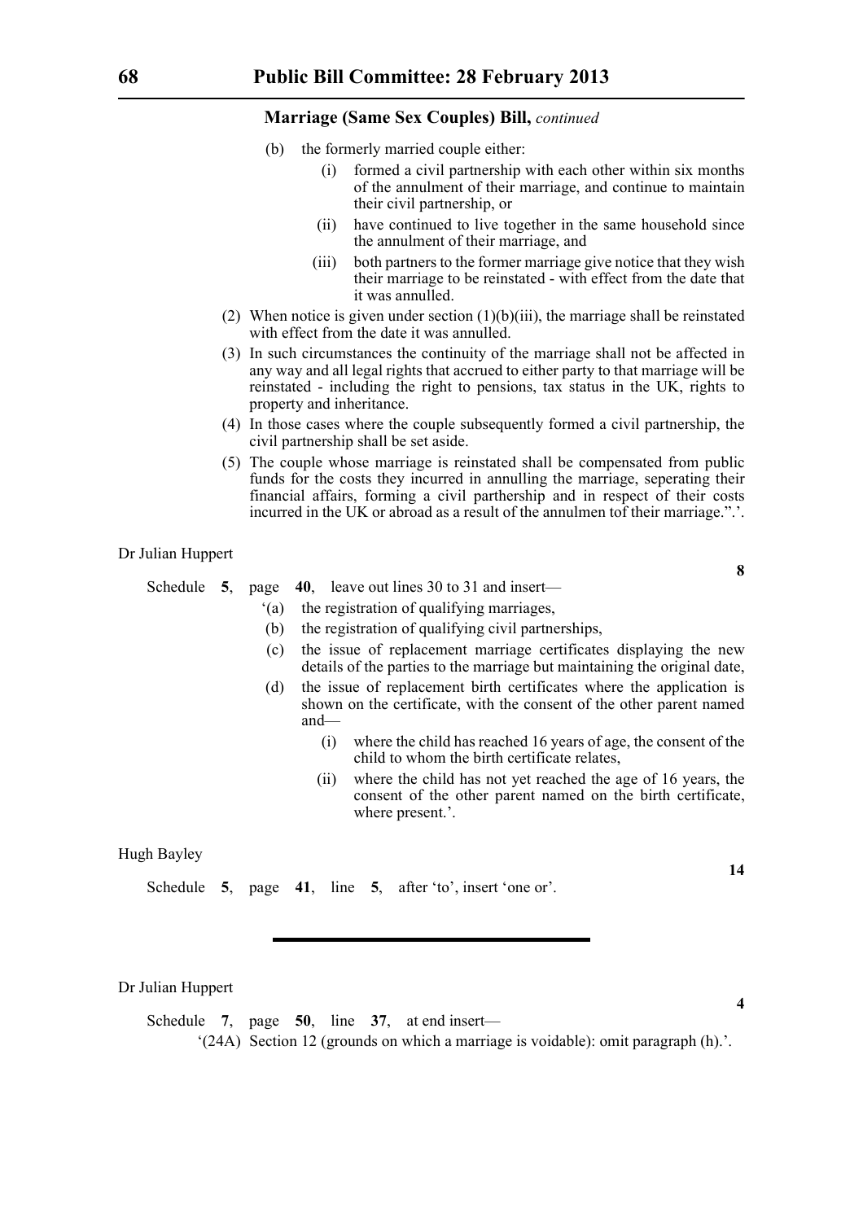**Marriage (Same Sex Couples) Bill,** *continued*

(b) the formerly married couple either:

(i) formed a civil partnership with each other within six months of the annulment of their marriage, and continue to maintain their civil partnership, or

(ii) have continued to live together in the same household since the annulment of their marriage, and

(iii) both partners to the former marriage give notice that they wish their marriage to be reinstated - with effect from the date that it was annulled.

(2) When notice is given under section (1)(b)(iii), the marriage shall be reinstated with effect from the date it was annulled.

(3) In such circumstances the continuity of the marriage shall not be affected in any way and all legal rights that accrued to either party to that marriage will be reinstated - including the right to pensions, tax status in the UK, rights to property and inheritance.

(4) In those cases where the couple subsequently formed a civil partnership, the civil partnership shall be set aside.

(5) The couple whose marriage is reinstated shall be compensated from public funds for the costs they incurred in annulling the marriage, seperating their financial affairs, forming a civil parthership and in respect of their costs incurred in the UK or abroad as a result of the annulmen tof their marriage.".'.

Dr Julian Huppert

**8**

Schedule **5**, page **40**, leave out lines 30 to 31 and insert—

'(a) the registration of qualifying marriages,

(b) the registration of qualifying civil partnerships,

(c) the issue of replacement marriage certificates displaying the new details of the parties to the marriage but maintaining the original date,

(d) the issue of replacement birth certificates where the application is shown on the certificate, with the consent of the other parent named and—

(i) where the child has reached 16 years of age, the consent of the child to whom the birth certificate relates,

(ii) where the child has not yet reached the age of 16 years, the consent of the other parent named on the birth certificate, where present.'.

Hugh Bayley

**14**

Schedule **5**, page **41**, line **5**, after 'to', insert 'one or'.

---

Dr Julian Huppert

**4**

Schedule **7**, page **50**, line **37**, at end insert—

'(24A) Section 12 (grounds on which a marriage is voidable): omit paragraph (h).'.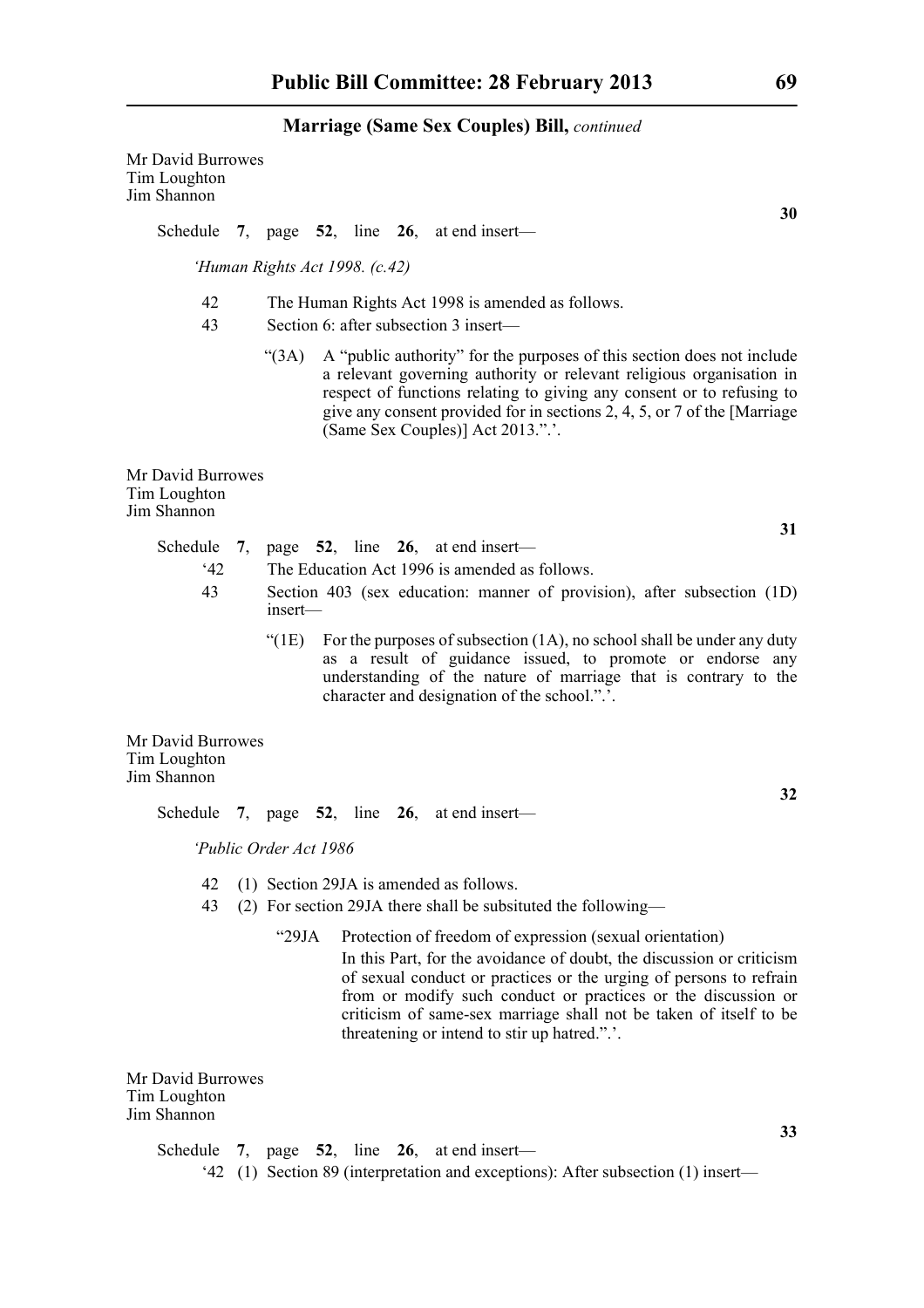Mr David Burrowes
Tim Loughton
Jim Shannon

**30**

Schedule **7**, page **52**, line **26**, at end insert—

*'Human Rights Act 1998. (c.42)*

42 The Human Rights Act 1998 is amended as follows.

43 Section 6: after subsection 3 insert—

"(3A) A "public authority" for the purposes of this section does not include a relevant governing authority or relevant religious organisation in respect of functions relating to giving any consent or to refusing to give any consent provided for in sections 2, 4, 5, or 7 of the [Marriage (Same Sex Couples)] Act 2013.".'.

Mr David Burrowes
Tim Loughton
Jim Shannon

**31**

Schedule **7**, page **52**, line **26**, at end insert—

'42 The Education Act 1996 is amended as follows.

43 Section 403 (sex education: manner of provision), after subsection (1D) insert—

"(1E) For the purposes of subsection (1A), no school shall be under any duty as a result of guidance issued, to promote or endorse any understanding of the nature of marriage that is contrary to the character and designation of the school.".'.

Mr David Burrowes
Tim Loughton
Jim Shannon

**32**

Schedule **7**, page **52**, line **26**, at end insert—

*'Public Order Act 1986*

42 (1) Section 29JA is amended as follows.

43 (2) For section 29JA there shall be subsituted the following—

"29JA Protection of freedom of expression (sexual orientation)

In this Part, for the avoidance of doubt, the discussion or criticism of sexual conduct or practices or the urging of persons to refrain from or modify such conduct or practices or the discussion or criticism of same-sex marriage shall not be taken of itself to be threatening or intend to stir up hatred.".'.

Mr David Burrowes
Tim Loughton
Jim Shannon

**33**

Schedule **7**, page **52**, line **26**, at end insert—

'42 (1) Section 89 (interpretation and exceptions): After subsection (1) insert—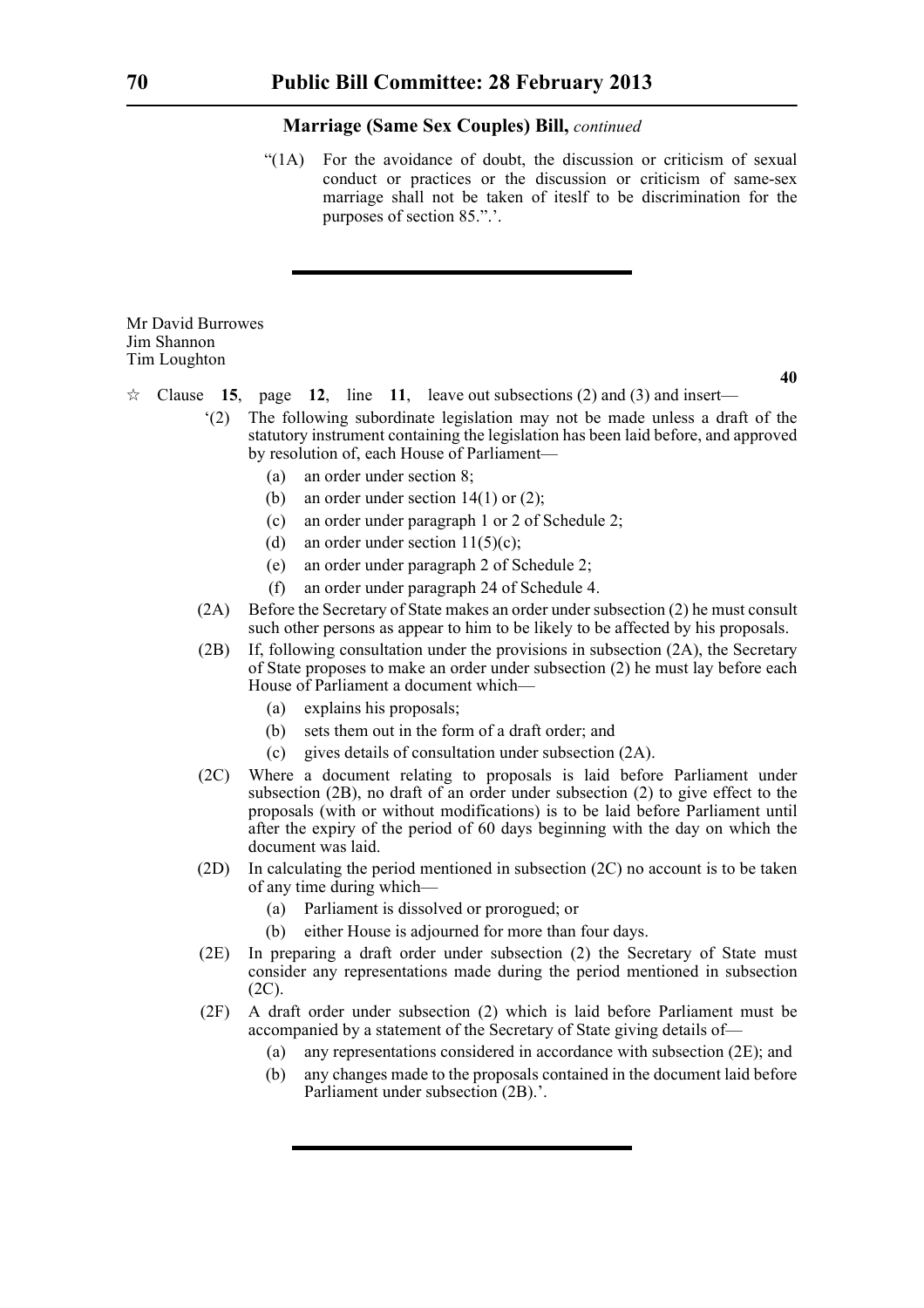**Marriage (Same Sex Couples) Bill,** *continued*

"(1A) For the avoidance of doubt, the discussion or criticism of sexual conduct or practices or the discussion or criticism of same-sex marriage shall not be taken of iteslf to be discrimination for the purposes of section 85.".'.

---

Mr David Burrowes
Jim Shannon
Tim Loughton

**40**

☆ Clause **15**, page **12**, line **11**, leave out subsections (2) and (3) and insert—

'(2) The following subordinate legislation may not be made unless a draft of the statutory instrument containing the legislation has been laid before, and approved by resolution of, each House of Parliament—

(a) an order under section 8;

(b) an order under section 14(1) or (2);

(c) an order under paragraph 1 or 2 of Schedule 2;

(d) an order under section 11(5)(c);

(e) an order under paragraph 2 of Schedule 2;

(f) an order under paragraph 24 of Schedule 4.

(2A) Before the Secretary of State makes an order under subsection (2) he must consult such other persons as appear to him to be likely to be affected by his proposals.

(2B) If, following consultation under the provisions in subsection (2A), the Secretary of State proposes to make an order under subsection (2) he must lay before each House of Parliament a document which—

(a) explains his proposals;

(b) sets them out in the form of a draft order; and

(c) gives details of consultation under subsection (2A).

(2C) Where a document relating to proposals is laid before Parliament under subsection (2B), no draft of an order under subsection (2) to give effect to the proposals (with or without modifications) is to be laid before Parliament until after the expiry of the period of 60 days beginning with the day on which the document was laid.

(2D) In calculating the period mentioned in subsection (2C) no account is to be taken of any time during which—

(a) Parliament is dissolved or prorogued; or

(b) either House is adjourned for more than four days.

(2E) In preparing a draft order under subsection (2) the Secretary of State must consider any representations made during the period mentioned in subsection (2C).

(2F) A draft order under subsection (2) which is laid before Parliament must be accompanied by a statement of the Secretary of State giving details of—

(a) any representations considered in accordance with subsection (2E); and

(b) any changes made to the proposals contained in the document laid before Parliament under subsection (2B).'.

---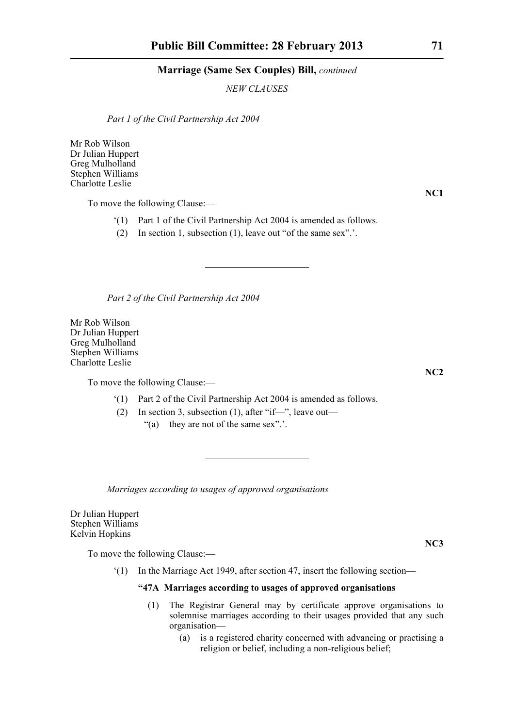*NEW CLAUSES*

*Part 1 of the Civil Partnership Act 2004*

Mr Rob Wilson
Dr Julian Huppert
Greg Mulholland
Stephen Williams
Charlotte Leslie

**NC1**

To move the following Clause:—

‘(1) Part 1 of the Civil Partnership Act 2004 is amended as follows.

(2) In section 1, subsection (1), leave out “of the same sex”.’.

---

*Part 2 of the Civil Partnership Act 2004*

Mr Rob Wilson
Dr Julian Huppert
Greg Mulholland
Stephen Williams
Charlotte Leslie

**NC2**

To move the following Clause:—

‘(1) Part 2 of the Civil Partnership Act 2004 is amended as follows.

(2) In section 3, subsection (1), after “if—”, leave out—

“(a) they are not of the same sex”.’.

---

*Marriages according to usages of approved organisations*

Dr Julian Huppert
Stephen Williams
Kelvin Hopkins

**NC3**

To move the following Clause:—

‘(1) In the Marriage Act 1949, after section 47, insert the following section—

**“47A Marriages according to usages of approved organisations**

(1) The Registrar General may by certificate approve organisations to solemnise marriages according to their usages provided that any such organisation—

(a) is a registered charity concerned with advancing or practising a religion or belief, including a non-religious belief;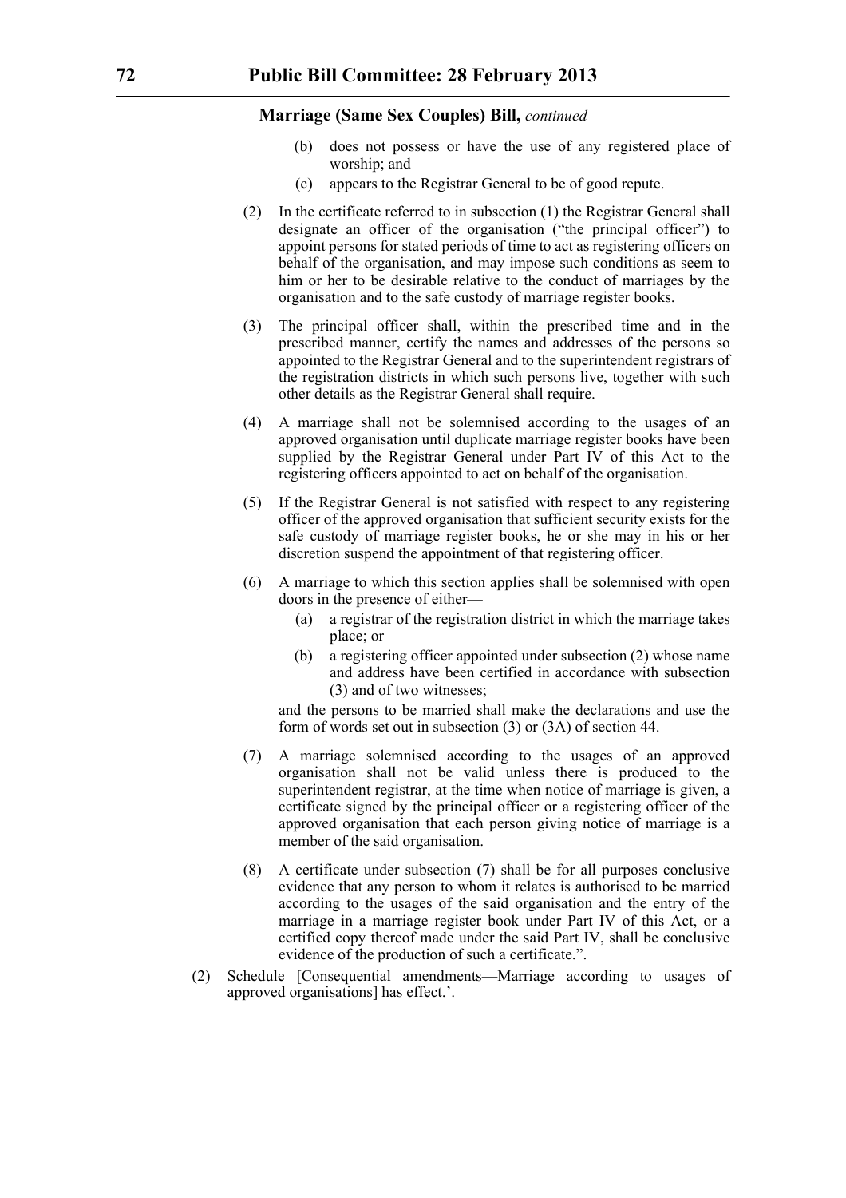**Marriage (Same Sex Couples) Bill,** *continued*

(b) does not possess or have the use of any registered place of worship; and

(c) appears to the Registrar General to be of good repute.

(2) In the certificate referred to in subsection (1) the Registrar General shall designate an officer of the organisation ("the principal officer") to appoint persons for stated periods of time to act as registering officers on behalf of the organisation, and may impose such conditions as seem to him or her to be desirable relative to the conduct of marriages by the organisation and to the safe custody of marriage register books.

(3) The principal officer shall, within the prescribed time and in the prescribed manner, certify the names and addresses of the persons so appointed to the Registrar General and to the superintendent registrars of the registration districts in which such persons live, together with such other details as the Registrar General shall require.

(4) A marriage shall not be solemnised according to the usages of an approved organisation until duplicate marriage register books have been supplied by the Registrar General under Part IV of this Act to the registering officers appointed to act on behalf of the organisation.

(5) If the Registrar General is not satisfied with respect to any registering officer of the approved organisation that sufficient security exists for the safe custody of marriage register books, he or she may in his or her discretion suspend the appointment of that registering officer.

(6) A marriage to which this section applies shall be solemnised with open doors in the presence of either—

(a) a registrar of the registration district in which the marriage takes place; or

(b) a registering officer appointed under subsection (2) whose name and address have been certified in accordance with subsection (3) and of two witnesses;

and the persons to be married shall make the declarations and use the form of words set out in subsection (3) or (3A) of section 44.

(7) A marriage solemnised according to the usages of an approved organisation shall not be valid unless there is produced to the superintendent registrar, at the time when notice of marriage is given, a certificate signed by the principal officer or a registering officer of the approved organisation that each person giving notice of marriage is a member of the said organisation.

(8) A certificate under subsection (7) shall be for all purposes conclusive evidence that any person to whom it relates is authorised to be married according to the usages of the said organisation and the entry of the marriage in a marriage register book under Part IV of this Act, or a certified copy thereof made under the said Part IV, shall be conclusive evidence of the production of such a certificate.".

(2) Schedule [Consequential amendments—Marriage according to usages of approved organisations] has effect.'.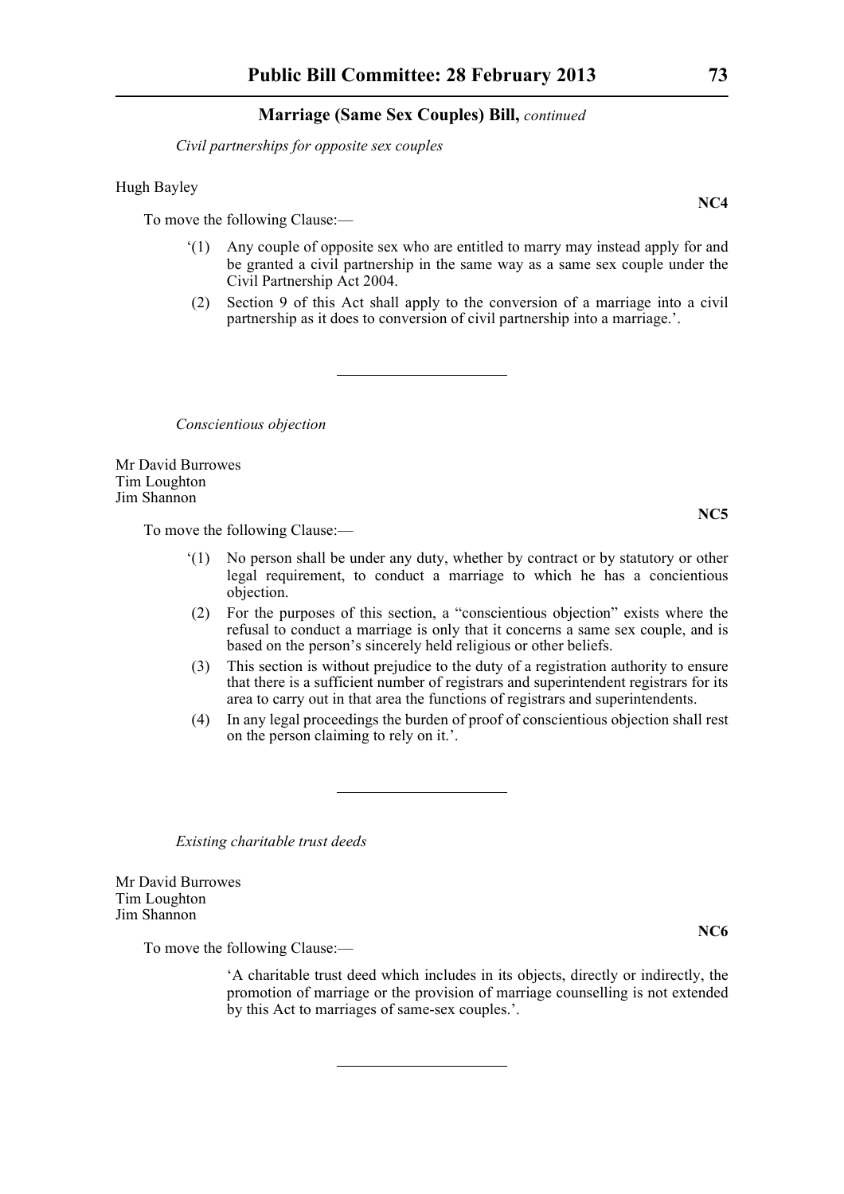*Civil partnerships for opposite sex couples*

Hugh Bayley

**NC4**

To move the following Clause:—

'(1) Any couple of opposite sex who are entitled to marry may instead apply for and be granted a civil partnership in the same way as a same sex couple under the Civil Partnership Act 2004.

(2) Section 9 of this Act shall apply to the conversion of a marriage into a civil partnership as it does to conversion of civil partnership into a marriage.'.

---

*Conscientious objection*

Mr David Burrowes
Tim Loughton
Jim Shannon

**NC5**

To move the following Clause:—

'(1) No person shall be under any duty, whether by contract or by statutory or other legal requirement, to conduct a marriage to which he has a concientious objection.

(2) For the purposes of this section, a "conscientious objection" exists where the refusal to conduct a marriage is only that it concerns a same sex couple, and is based on the person's sincerely held religious or other beliefs.

(3) This section is without prejudice to the duty of a registration authority to ensure that there is a sufficient number of registrars and superintendent registrars for its area to carry out in that area the functions of registrars and superintendents.

(4) In any legal proceedings the burden of proof of conscientious objection shall rest on the person claiming to rely on it.'.

---

*Existing charitable trust deeds*

Mr David Burrowes
Tim Loughton
Jim Shannon

**NC6**

To move the following Clause:—

'A charitable trust deed which includes in its objects, directly or indirectly, the promotion of marriage or the provision of marriage counselling is not extended by this Act to marriages of same-sex couples.'.

---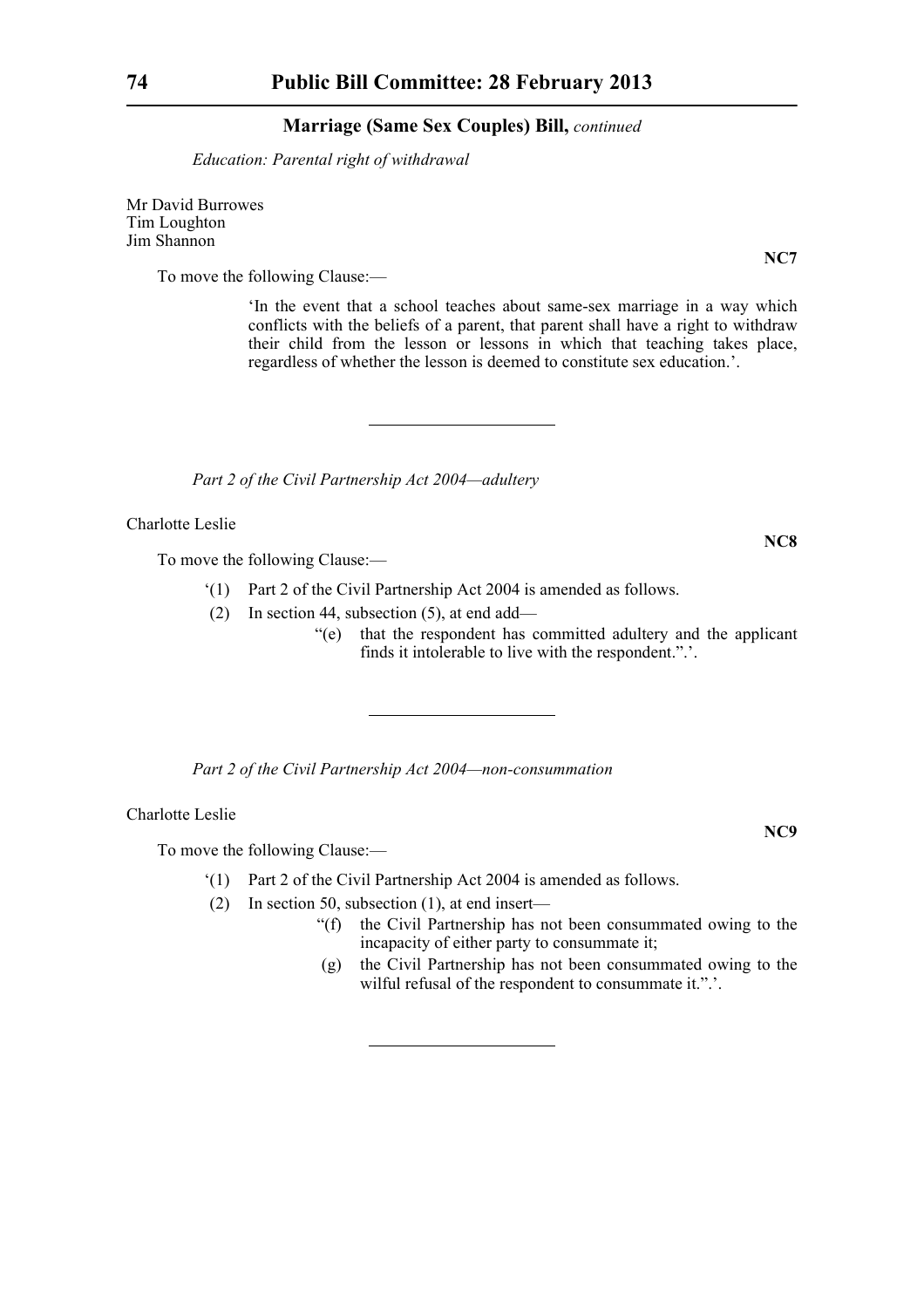*Education: Parental right of withdrawal*

Mr David Burrowes
Tim Loughton
Jim Shannon

**NC7**

To move the following Clause:—

> 'In the event that a school teaches about same-sex marriage in a way which conflicts with the beliefs of a parent, that parent shall have a right to withdraw their child from the lesson or lessons in which that teaching takes place, regardless of whether the lesson is deemed to constitute sex education.'.

---

*Part 2 of the Civil Partnership Act 2004—adultery*

Charlotte Leslie

**NC8**

To move the following Clause:—

'(1) Part 2 of the Civil Partnership Act 2004 is amended as follows.

(2) In section 44, subsection (5), at end add—

> "(e) that the respondent has committed adultery and the applicant finds it intolerable to live with the respondent.".'.

---

*Part 2 of the Civil Partnership Act 2004—non-consummation*

Charlotte Leslie

**NC9**

To move the following Clause:—

'(1) Part 2 of the Civil Partnership Act 2004 is amended as follows.

(2) In section 50, subsection (1), at end insert—

> "(f) the Civil Partnership has not been consummated owing to the incapacity of either party to consummate it;
>
> (g) the Civil Partnership has not been consummated owing to the wilful refusal of the respondent to consummate it.".'.

---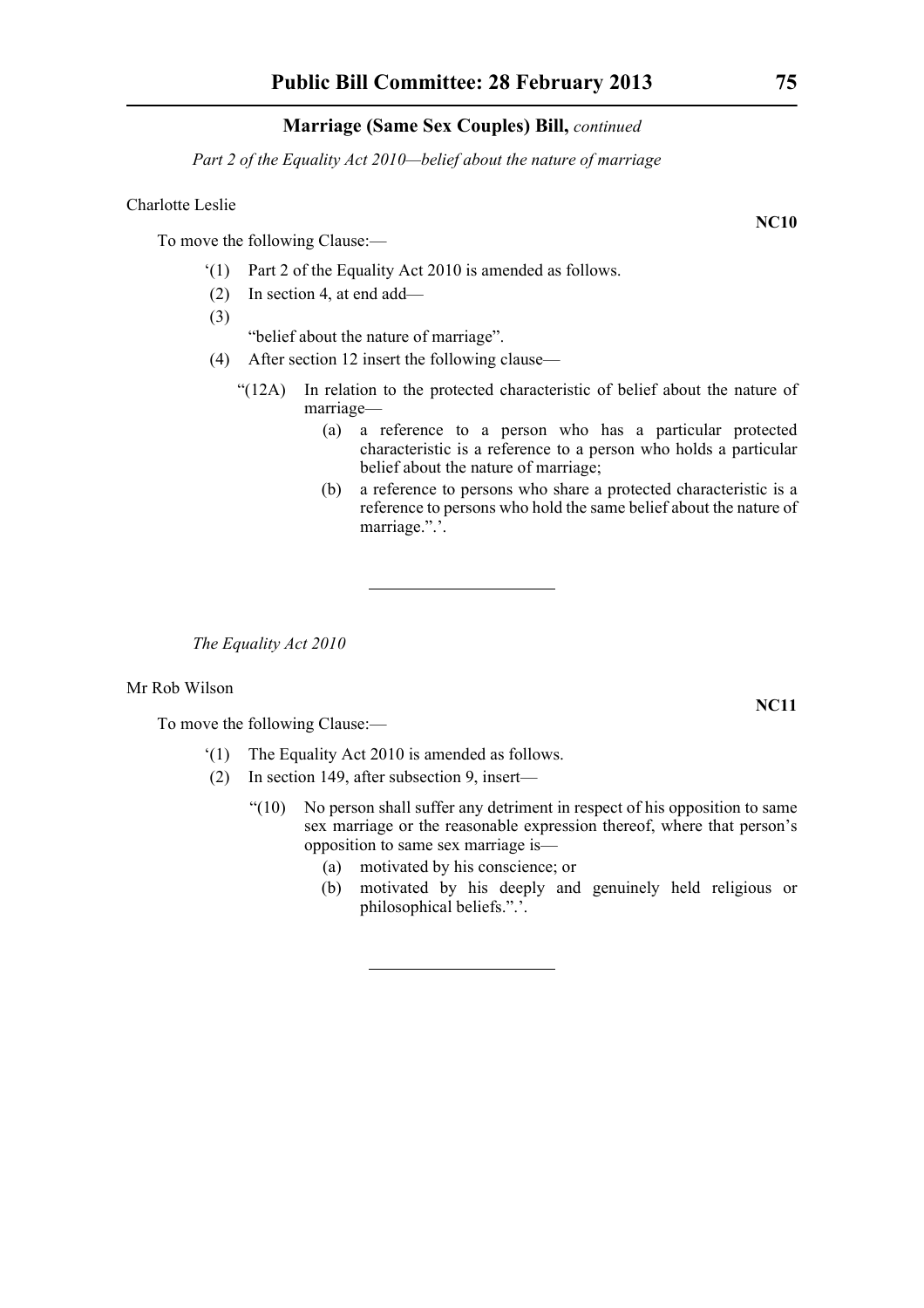**Marriage (Same Sex Couples) Bill,** *continued*

*Part 2 of the Equality Act 2010—belief about the nature of marriage*

Charlotte Leslie

**NC10**

To move the following Clause:—

‘(1) Part 2 of the Equality Act 2010 is amended as follows.

(2) In section 4, at end add—

(3)

“belief about the nature of marriage”.

(4) After section 12 insert the following clause—

“(12A) In relation to the protected characteristic of belief about the nature of marriage—

(a) a reference to a person who has a particular protected characteristic is a reference to a person who holds a particular belief about the nature of marriage;

(b) a reference to persons who share a protected characteristic is a reference to persons who hold the same belief about the nature of marriage.”.’.

---

*The Equality Act 2010*

Mr Rob Wilson

**NC11**

To move the following Clause:—

‘(1) The Equality Act 2010 is amended as follows.

(2) In section 149, after subsection 9, insert—

“(10) No person shall suffer any detriment in respect of his opposition to same sex marriage or the reasonable expression thereof, where that person’s opposition to same sex marriage is—

(a) motivated by his conscience; or

(b) motivated by his deeply and genuinely held religious or philosophical beliefs.”.’.

---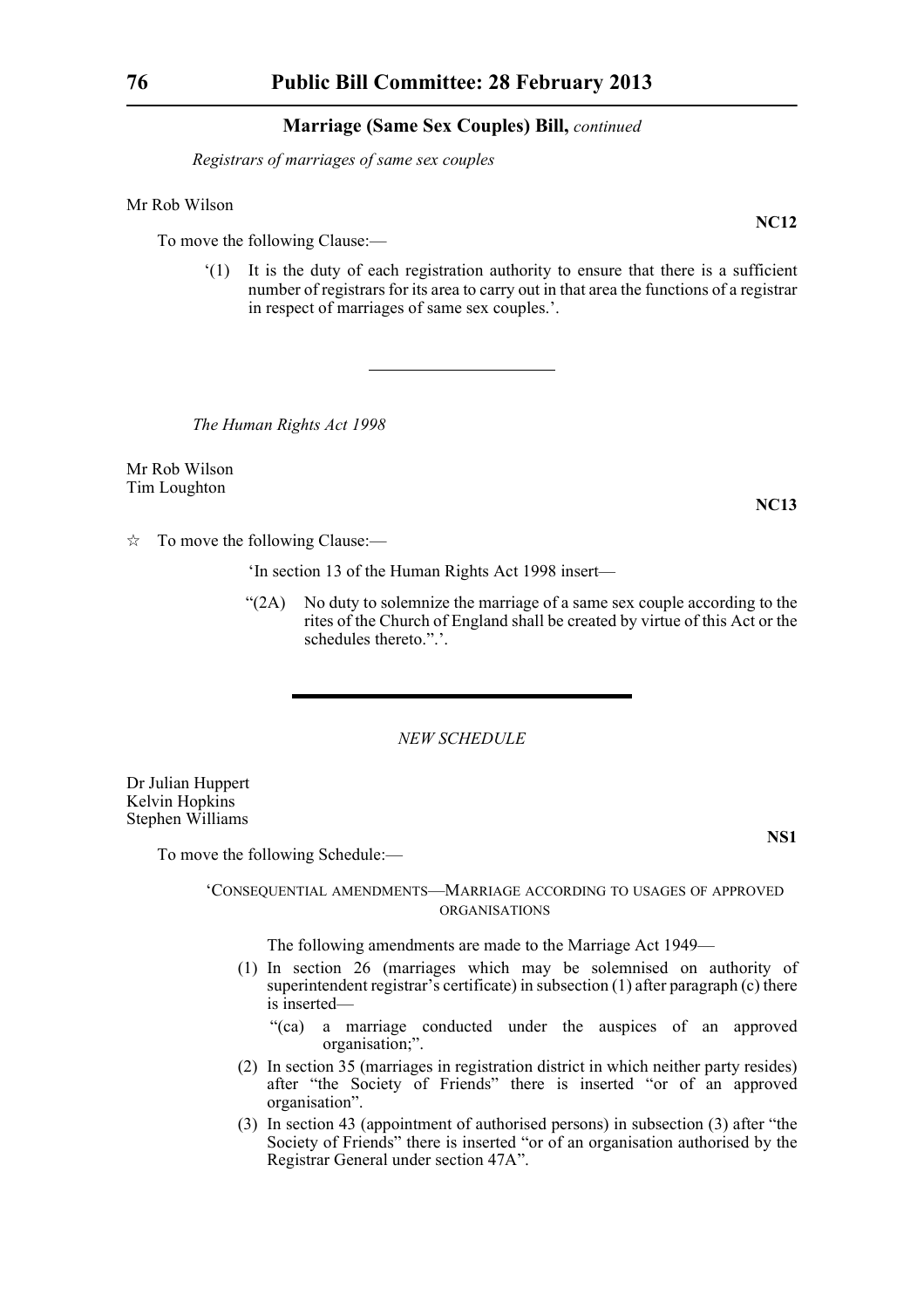*Registrars of marriages of same sex couples*

Mr Rob Wilson

**NC12**

To move the following Clause:—

'(1) It is the duty of each registration authority to ensure that there is a sufficient number of registrars for its area to carry out in that area the functions of a registrar in respect of marriages of same sex couples.'.

---

*The Human Rights Act 1998*

Mr Rob Wilson
Tim Loughton

**NC13**

☆ To move the following Clause:—

'In section 13 of the Human Rights Act 1998 insert—

"(2A) No duty to solemnize the marriage of a same sex couple according to the rites of the Church of England shall be created by virtue of this Act or the schedules thereto.".'.

---

*NEW SCHEDULE*

Dr Julian Huppert
Kelvin Hopkins
Stephen Williams

**NS1**

To move the following Schedule:—

'CONSEQUENTIAL AMENDMENTS—MARRIAGE ACCORDING TO USAGES OF APPROVED ORGANISATIONS

The following amendments are made to the Marriage Act 1949—

(1) In section 26 (marriages which may be solemnised on authority of superintendent registrar's certificate) in subsection (1) after paragraph (c) there is inserted—

"(ca) a marriage conducted under the auspices of an approved organisation;".

(2) In section 35 (marriages in registration district in which neither party resides) after "the Society of Friends" there is inserted "or of an approved organisation".

(3) In section 43 (appointment of authorised persons) in subsection (3) after "the Society of Friends" there is inserted "or of an organisation authorised by the Registrar General under section 47A".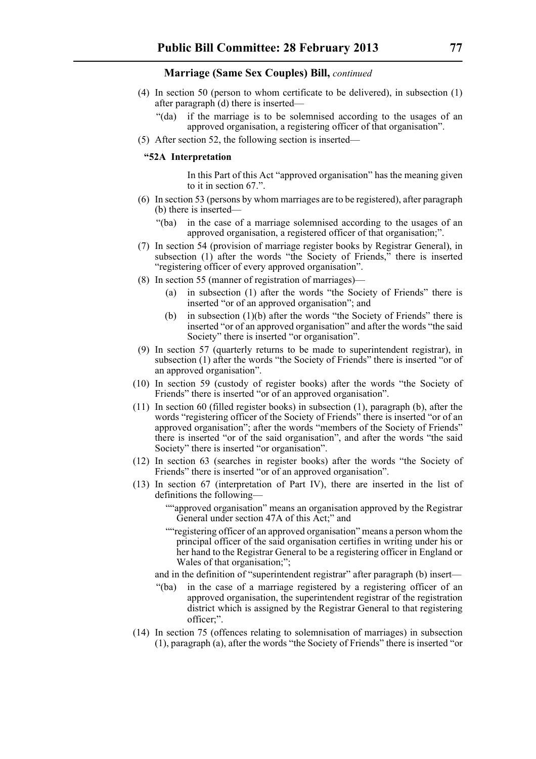**Marriage (Same Sex Couples) Bill,** *continued*

(4) In section 50 (person to whom certificate to be delivered), in subsection (1) after paragraph (d) there is inserted—

> "(da) if the marriage is to be solemnised according to the usages of an approved organisation, a registering officer of that organisation".

(5) After section 52, the following section is inserted—

> **"52A Interpretation**
>
> In this Part of this Act "approved organisation" has the meaning given to it in section 67.".

(6) In section 53 (persons by whom marriages are to be registered), after paragraph (b) there is inserted—

> "(ba) in the case of a marriage solemnised according to the usages of an approved organisation, a registered officer of that organisation;".

(7) In section 54 (provision of marriage register books by Registrar General), in subsection (1) after the words "the Society of Friends," there is inserted "registering officer of every approved organisation".

(8) In section 55 (manner of registration of marriages)—

> (a) in subsection (1) after the words "the Society of Friends" there is inserted "or of an approved organisation"; and
>
> (b) in subsection (1)(b) after the words "the Society of Friends" there is inserted "or of an approved organisation" and after the words "the said Society" there is inserted "or organisation".

(9) In section 57 (quarterly returns to be made to superintendent registrar), in subsection (1) after the words "the Society of Friends" there is inserted "or of an approved organisation".

(10) In section 59 (custody of register books) after the words "the Society of Friends" there is inserted "or of an approved organisation".

(11) In section 60 (filled register books) in subsection (1), paragraph (b), after the words "registering officer of the Society of Friends" there is inserted "or of an approved organisation"; after the words "members of the Society of Friends" there is inserted "or of the said organisation", and after the words "the said Society" there is inserted "or organisation".

(12) In section 63 (searches in register books) after the words "the Society of Friends" there is inserted "or of an approved organisation".

(13) In section 67 (interpretation of Part IV), there are inserted in the list of definitions the following—

> ""approved organisation" means an organisation approved by the Registrar General under section 47A of this Act;" and
>
> ""registering officer of an approved organisation" means a person whom the principal officer of the said organisation certifies in writing under his or her hand to the Registrar General to be a registering officer in England or Wales of that organisation;";

and in the definition of "superintendent registrar" after paragraph (b) insert—

> "(ba) in the case of a marriage registered by a registering officer of an approved organisation, the superintendent registrar of the registration district which is assigned by the Registrar General to that registering officer;".

(14) In section 75 (offences relating to solemnisation of marriages) in subsection (1), paragraph (a), after the words "the Society of Friends" there is inserted "or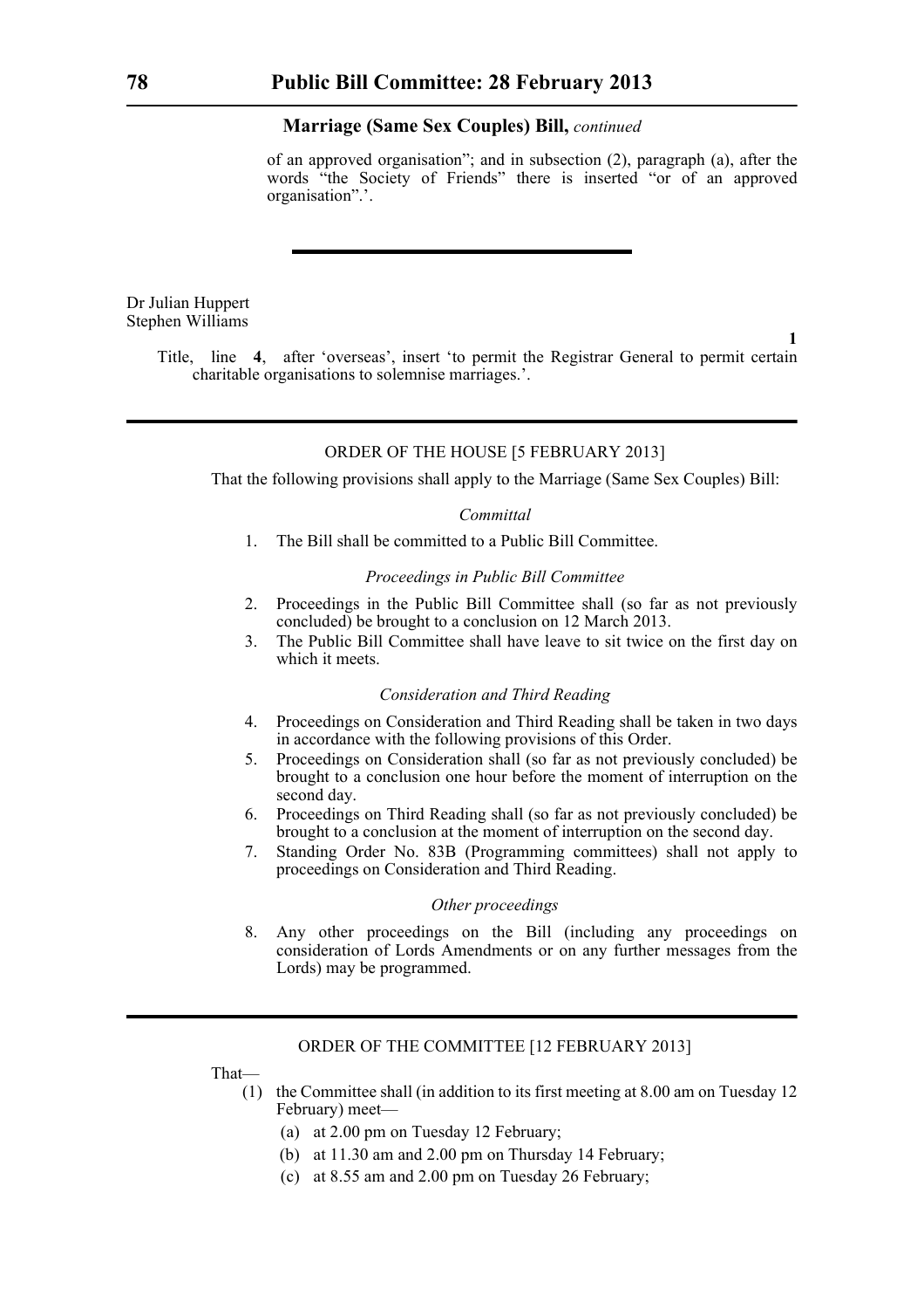**Marriage (Same Sex Couples) Bill,** *continued*

of an approved organisation"; and in subsection (2), paragraph (a), after the words "the Society of Friends" there is inserted "or of an approved organisation".'.

---

Dr Julian Huppert
Stephen Williams

**1**

Title, line **4**, after 'overseas', insert 'to permit the Registrar General to permit certain charitable organisations to solemnise marriages.'.

---

ORDER OF THE HOUSE [5 FEBRUARY 2013]

That the following provisions shall apply to the Marriage (Same Sex Couples) Bill:

*Committal*

1. The Bill shall be committed to a Public Bill Committee.

*Proceedings in Public Bill Committee*

2. Proceedings in the Public Bill Committee shall (so far as not previously concluded) be brought to a conclusion on 12 March 2013.
3. The Public Bill Committee shall have leave to sit twice on the first day on which it meets.

*Consideration and Third Reading*

4. Proceedings on Consideration and Third Reading shall be taken in two days in accordance with the following provisions of this Order.
5. Proceedings on Consideration shall (so far as not previously concluded) be brought to a conclusion one hour before the moment of interruption on the second day.
6. Proceedings on Third Reading shall (so far as not previously concluded) be brought to a conclusion at the moment of interruption on the second day.
7. Standing Order No. 83B (Programming committees) shall not apply to proceedings on Consideration and Third Reading.

*Other proceedings*

8. Any other proceedings on the Bill (including any proceedings on consideration of Lords Amendments or on any further messages from the Lords) may be programmed.

---

ORDER OF THE COMMITTEE [12 FEBRUARY 2013]

That—

(1) the Committee shall (in addition to its first meeting at 8.00 am on Tuesday 12 February) meet—
   (a) at 2.00 pm on Tuesday 12 February;
   (b) at 11.30 am and 2.00 pm on Thursday 14 February;
   (c) at 8.55 am and 2.00 pm on Tuesday 26 February;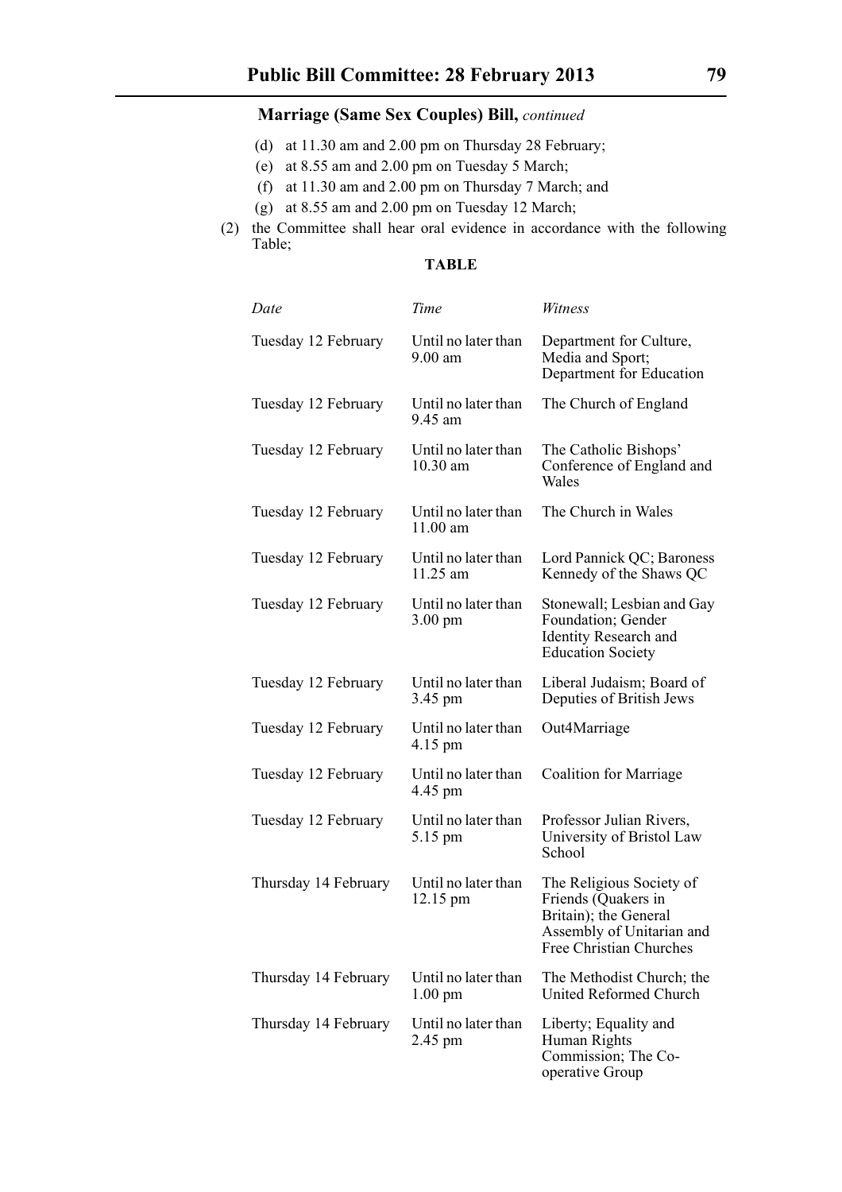## Marriage (Same Sex Couples) Bill, *continued*

(d) at 11.30 am and 2.00 pm on Thursday 28 February;

(e) at 8.55 am and 2.00 pm on Tuesday 5 March;

(f) at 11.30 am and 2.00 pm on Thursday 7 March; and

(g) at 8.55 am and 2.00 pm on Tuesday 12 March;

(2) the Committee shall hear oral evidence in accordance with the following Table;

**TABLE**

| *Date* | *Time* | *Witness* |
|---|---|---|
| Tuesday 12 February | Until no later than 9.00 am | Department for Culture, Media and Sport; Department for Education |
| Tuesday 12 February | Until no later than 9.45 am | The Church of England |
| Tuesday 12 February | Until no later than 10.30 am | The Catholic Bishops' Conference of England and Wales |
| Tuesday 12 February | Until no later than 11.00 am | The Church in Wales |
| Tuesday 12 February | Until no later than 11.25 am | Lord Pannick QC; Baroness Kennedy of the Shaws QC |
| Tuesday 12 February | Until no later than 3.00 pm | Stonewall; Lesbian and Gay Foundation; Gender Identity Research and Education Society |
| Tuesday 12 February | Until no later than 3.45 pm | Liberal Judaism; Board of Deputies of British Jews |
| Tuesday 12 February | Until no later than 4.15 pm | Out4Marriage |
| Tuesday 12 February | Until no later than 4.45 pm | Coalition for Marriage |
| Tuesday 12 February | Until no later than 5.15 pm | Professor Julian Rivers, University of Bristol Law School |
| Thursday 14 February | Until no later than 12.15 pm | The Religious Society of Friends (Quakers in Britain); the General Assembly of Unitarian and Free Christian Churches |
| Thursday 14 February | Until no later than 1.00 pm | The Methodist Church; the United Reformed Church |
| Thursday 14 February | Until no later than 2.45 pm | Liberty; Equality and Human Rights Commission; The Co-operative Group |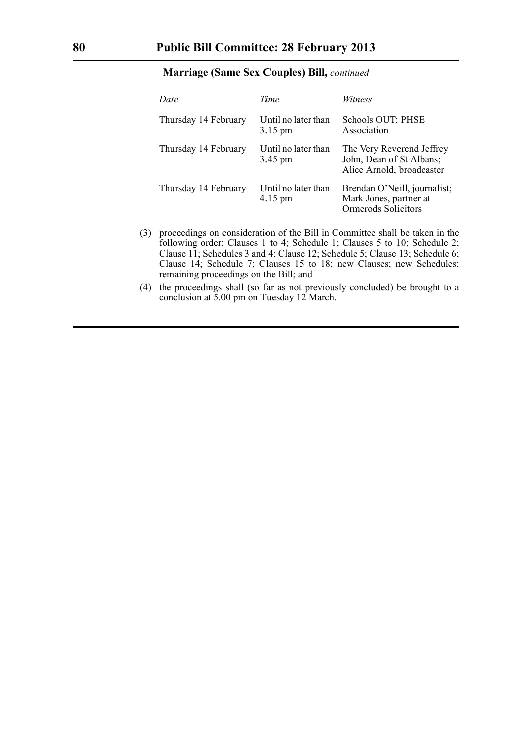**Marriage (Same Sex Couples) Bill,** *continued*

| *Date* | *Time* | *Witness* |
|---|---|---|
| Thursday 14 February | Until no later than 3.15 pm | Schools OUT; PHSE Association |
| Thursday 14 February | Until no later than 3.45 pm | The Very Reverend Jeffrey John, Dean of St Albans; Alice Arnold, broadcaster |
| Thursday 14 February | Until no later than 4.15 pm | Brendan O'Neill, journalist; Mark Jones, partner at Ormerods Solicitors |

(3) proceedings on consideration of the Bill in Committee shall be taken in the following order: Clauses 1 to 4; Schedule 1; Clauses 5 to 10; Schedule 2; Clause 11; Schedules 3 and 4; Clause 12; Schedule 5; Clause 13; Schedule 6; Clause 14; Schedule 7; Clauses 15 to 18; new Clauses; new Schedules; remaining proceedings on the Bill; and

(4) the proceedings shall (so far as not previously concluded) be brought to a conclusion at 5.00 pm on Tuesday 12 March.